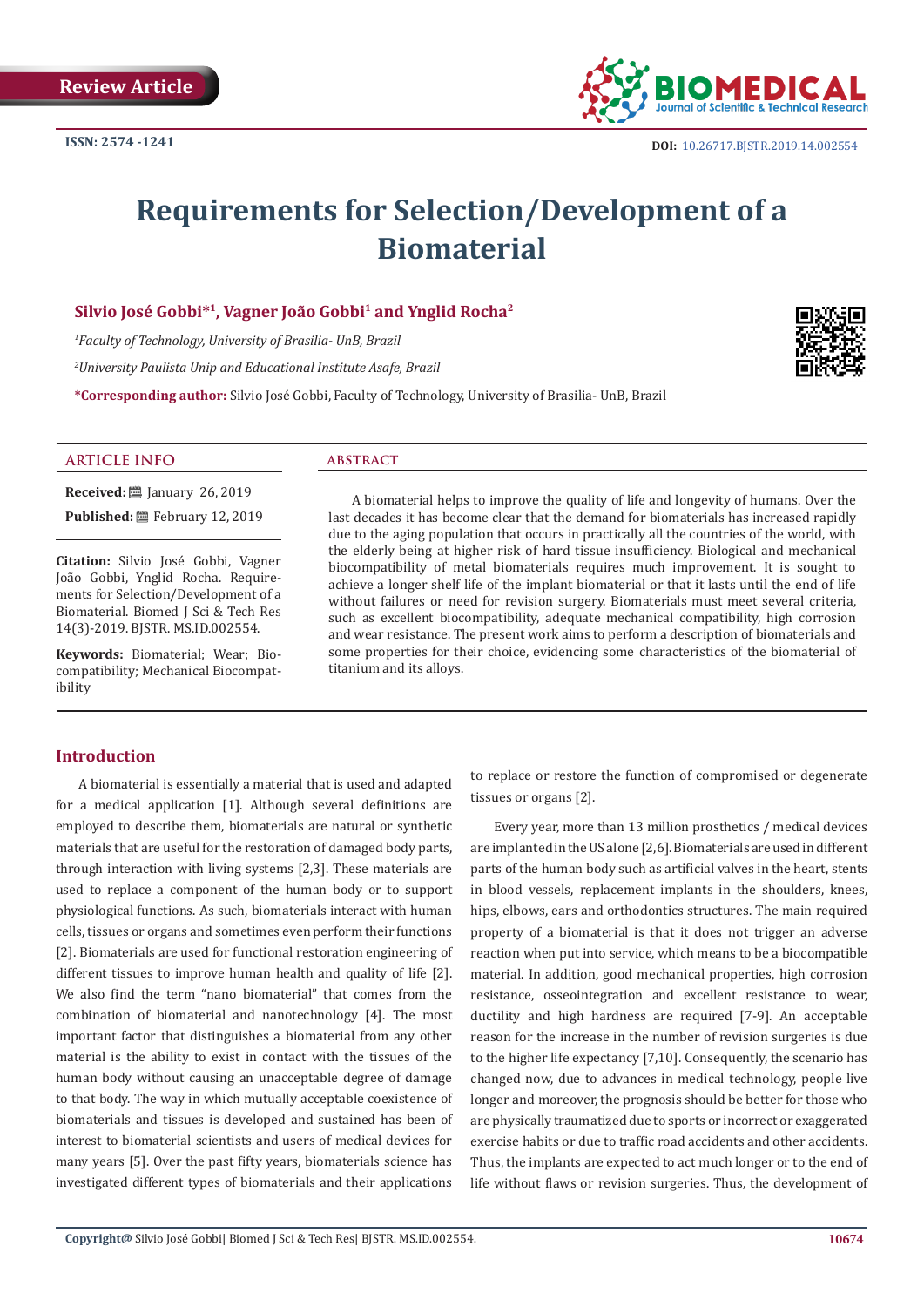Review Article

ISSN: 2574 -1241

DOI: 10.26717.BJSTR.2019.14.002554

# Requirements for Selection/Development of a Biomaterial

**Silvio José Gobbi*[1], Vagner João Gobbi[1] and Ynglid Rocha[2]**

[1] *Faculty of Technology, University of Brasilia- UnB, Brazil*

[2] *University Paulista Unip and Educational Institute Asafe, Brazil*

**\*Corresponding author:** Silvio José Gobbi, Faculty of Technology, University of Brasilia- UnB, Brazil

## ARTICLE INFO

**Received:** January 26, 2019

**Published:** February 12, 2019

**Citation:** Silvio José Gobbi, Vagner João Gobbi, Ynglid Rocha. Requirements for Selection/Development of a Biomaterial. Biomed J Sci & Tech Res 14(3)-2019. BJSTR. MS.ID.002554.

**Keywords:** Biomaterial; Wear; Biocompatibility; Mechanical Biocompatibility

## ABSTRACT

A biomaterial helps to improve the quality of life and longevity of humans. Over the last decades it has become clear that the demand for biomaterials has increased rapidly due to the aging population that occurs in practically all the countries of the world, with the elderly being at higher risk of hard tissue insufficiency. Biological and mechanical biocompatibility of metal biomaterials requires much improvement. It is sought to achieve a longer shelf life of the implant biomaterial or that it lasts until the end of life without failures or need for revision surgery. Biomaterials must meet several criteria, such as excellent biocompatibility, adequate mechanical compatibility, high corrosion and wear resistance. The present work aims to perform a description of biomaterials and some properties for their choice, evidencing some characteristics of the biomaterial of titanium and its alloys.

## Introduction

A biomaterial is essentially a material that is used and adapted for a medical application [1]. Although several definitions are employed to describe them, biomaterials are natural or synthetic materials that are useful for the restoration of damaged body parts, through interaction with living systems [2,3]. These materials are used to replace a component of the human body or to support physiological functions. As such, biomaterials interact with human cells, tissues or organs and sometimes even perform their functions [2]. Biomaterials are used for functional restoration engineering of different tissues to improve human health and quality of life [2]. We also find the term "nano biomaterial" that comes from the combination of biomaterial and nanotechnology [4]. The most important factor that distinguishes a biomaterial from any other material is the ability to exist in contact with the tissues of the human body without causing an unacceptable degree of damage to that body. The way in which mutually acceptable coexistence of biomaterials and tissues is developed and sustained has been of interest to biomaterial scientists and users of medical devices for many years [5]. Over the past fifty years, biomaterials science has investigated different types of biomaterials and their applications to replace or restore the function of compromised or degenerate tissues or organs [2].

Every year, more than 13 million prosthetics / medical devices are implanted in the US alone [2,6]. Biomaterials are used in different parts of the human body such as artificial valves in the heart, stents in blood vessels, replacement implants in the shoulders, knees, hips, elbows, ears and orthodontics structures. The main required property of a biomaterial is that it does not trigger an adverse reaction when put into service, which means to be a biocompatible material. In addition, good mechanical properties, high corrosion resistance, osseointegration and excellent resistance to wear, ductility and high hardness are required [7-9]. An acceptable reason for the increase in the number of revision surgeries is due to the higher life expectancy [7,10]. Consequently, the scenario has changed now, due to advances in medical technology, people live longer and moreover, the prognosis should be better for those who are physically traumatized due to sports or incorrect or exaggerated exercise habits or due to traffic road accidents and other accidents. Thus, the implants are expected to act much longer or to the end of life without flaws or revision surgeries. Thus, the development of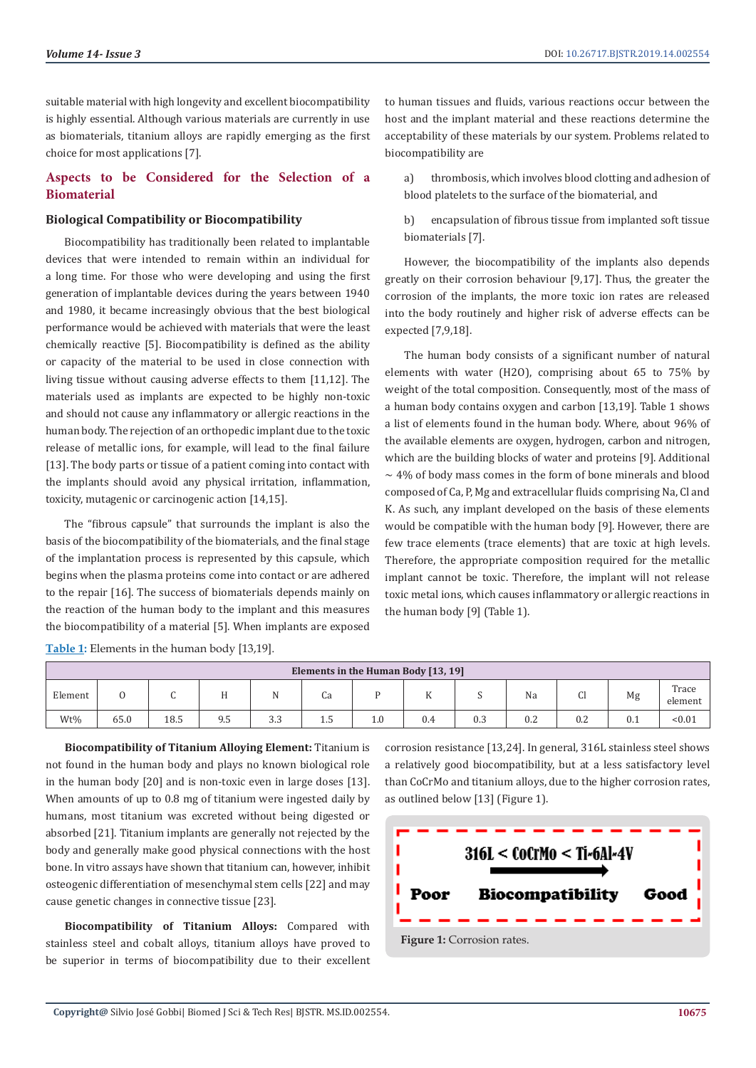suitable material with high longevity and excellent biocompatibility is highly essential. Although various materials are currently in use as biomaterials, titanium alloys are rapidly emerging as the first choice for most applications [7].

## Aspects to be Considered for the Selection of a Biomaterial

### Biological Compatibility or Biocompatibility

Biocompatibility has traditionally been related to implantable devices that were intended to remain within an individual for a long time. For those who were developing and using the first generation of implantable devices during the years between 1940 and 1980, it became increasingly obvious that the best biological performance would be achieved with materials that were the least chemically reactive [5]. Biocompatibility is defined as the ability or capacity of the material to be used in close connection with living tissue without causing adverse effects to them [11,12]. The materials used as implants are expected to be highly non-toxic and should not cause any inflammatory or allergic reactions in the human body. The rejection of an orthopedic implant due to the toxic release of metallic ions, for example, will lead to the final failure [13]. The body parts or tissue of a patient coming into contact with the implants should avoid any physical irritation, inflammation, toxicity, mutagenic or carcinogenic action [14,15].

The "fibrous capsule" that surrounds the implant is also the basis of the biocompatibility of the biomaterials, and the final stage of the implantation process is represented by this capsule, which begins when the plasma proteins come into contact or are adhered to the repair [16]. The success of biomaterials depends mainly on the reaction of the human body to the implant and this measures the biocompatibility of a material [5]. When implants are exposed to human tissues and fluids, various reactions occur between the host and the implant material and these reactions determine the acceptability of these materials by our system. Problems related to biocompatibility are

a) thrombosis, which involves blood clotting and adhesion of blood platelets to the surface of the biomaterial, and

b) encapsulation of fibrous tissue from implanted soft tissue biomaterials [7].

However, the biocompatibility of the implants also depends greatly on their corrosion behaviour [9,17]. Thus, the greater the corrosion of the implants, the more toxic ion rates are released into the body routinely and higher risk of adverse effects can be expected [7,9,18].

The human body consists of a significant number of natural elements with water (H2O), comprising about 65 to 75% by weight of the total composition. Consequently, most of the mass of a human body contains oxygen and carbon [13,19]. Table 1 shows a list of elements found in the human body. Where, about 96% of the available elements are oxygen, hydrogen, carbon and nitrogen, which are the building blocks of water and proteins [9]. Additional ~ 4% of body mass comes in the form of bone minerals and blood composed of Ca, P, Mg and extracellular fluids comprising Na, Cl and K. As such, any implant developed on the basis of these elements would be compatible with the human body [9]. However, there are few trace elements (trace elements) that are toxic at high levels. Therefore, the appropriate composition required for the metallic implant cannot be toxic. Therefore, the implant will not release toxic metal ions, which causes inflammatory or allergic reactions in the human body [9] (Table 1).

Table 1: Elements in the human body [13,19].

| Elements in the Human Body [13, 19] | | | | | | | | | | | | |
|---|---|---|---|---|---|---|---|---|---|---|---|---|
| Element | O | C | H | N | Ca | P | K | S | Na | Cl | Mg | Trace element |
| Wt% | 65.0 | 18.5 | 9.5 | 3.3 | 1.5 | 1.0 | 0.4 | 0.3 | 0.2 | 0.2 | 0.1 | <0.01 |

**Biocompatibility of Titanium Alloying Element:** Titanium is not found in the human body and plays no known biological role in the human body [20] and is non-toxic even in large doses [13]. When amounts of up to 0.8 mg of titanium were ingested daily by humans, most titanium was excreted without being digested or absorbed [21]. Titanium implants are generally not rejected by the body and generally make good physical connections with the host bone. In vitro assays have shown that titanium can, however, inhibit osteogenic differentiation of mesenchymal stem cells [22] and may cause genetic changes in connective tissue [23].

**Biocompatibility of Titanium Alloys:** Compared with stainless steel and cobalt alloys, titanium alloys have proved to be superior in terms of biocompatibility due to their excellent corrosion resistance [13,24]. In general, 316L stainless steel shows a relatively good biocompatibility, but at a less satisfactory level than CoCrMo and titanium alloys, due to the higher corrosion rates, as outlined below [13] (Figure 1).

316L < CoCrMo < Ti-6Al-4V

Poor → Biocompatibility → Good

Figure 1: Corrosion rates.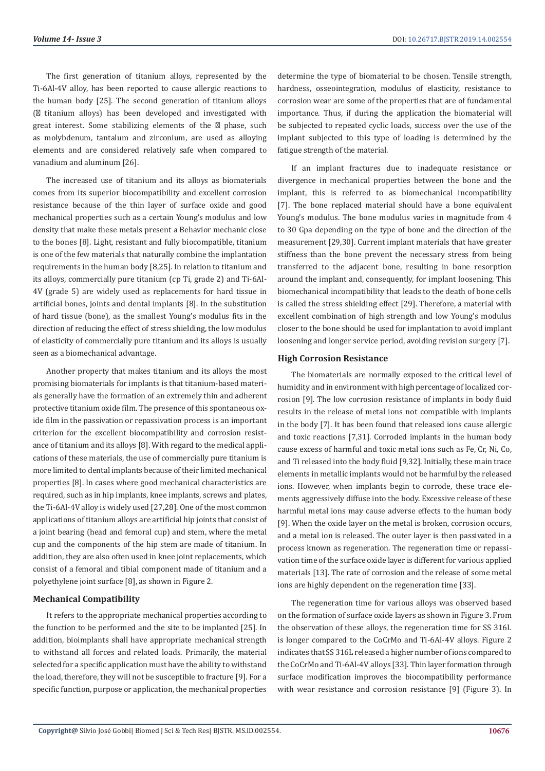The first generation of titanium alloys, represented by the Ti-6Al-4V alloy, has been reported to cause allergic reactions to the human body [25]. The second generation of titanium alloys (β titanium alloys) has been developed and investigated with great interest. Some stabilizing elements of the β phase, such as molybdenum, tantalum and zirconium, are used as alloying elements and are considered relatively safe when compared to vanadium and aluminum [26].

The increased use of titanium and its alloys as biomaterials comes from its superior biocompatibility and excellent corrosion resistance because of the thin layer of surface oxide and good mechanical properties such as a certain Young's modulus and low density that make these metals present a Behavior mechanic close to the bones [8]. Light, resistant and fully biocompatible, titanium is one of the few materials that naturally combine the implantation requirements in the human body [8,25]. In relation to titanium and its alloys, commercially pure titanium (cp Ti, grade 2) and Ti-6Al-4V (grade 5) are widely used as replacements for hard tissue in artificial bones, joints and dental implants [8]. In the substitution of hard tissue (bone), as the smallest Young's modulus fits in the direction of reducing the effect of stress shielding, the low modulus of elasticity of commercially pure titanium and its alloys is usually seen as a biomechanical advantage.

Another property that makes titanium and its alloys the most promising biomaterials for implants is that titanium-based materials generally have the formation of an extremely thin and adherent protective titanium oxide film. The presence of this spontaneous oxide film in the passivation or repassivation process is an important criterion for the excellent biocompatibility and corrosion resistance of titanium and its alloys [8]. With regard to the medical applications of these materials, the use of commercially pure titanium is more limited to dental implants because of their limited mechanical properties [8]. In cases where good mechanical characteristics are required, such as in hip implants, knee implants, screws and plates, the Ti-6Al-4V alloy is widely used [27,28]. One of the most common applications of titanium alloys are artificial hip joints that consist of a joint bearing (head and femoral cup) and stem, where the metal cup and the components of the hip stem are made of titanium. In addition, they are also often used in knee joint replacements, which consist of a femoral and tibial component made of titanium and a polyethylene joint surface [8], as shown in Figure 2.

### Mechanical Compatibility

It refers to the appropriate mechanical properties according to the function to be performed and the site to be implanted [25]. In addition, bioimplants shall have appropriate mechanical strength to withstand all forces and related loads. Primarily, the material selected for a specific application must have the ability to withstand the load, therefore, they will not be susceptible to fracture [9]. For a specific function, purpose or application, the mechanical properties determine the type of biomaterial to be chosen. Tensile strength, hardness, osseointegration, modulus of elasticity, resistance to corrosion wear are some of the properties that are of fundamental importance. Thus, if during the application the biomaterial will be subjected to repeated cyclic loads, success over the use of the implant subjected to this type of loading is determined by the fatigue strength of the material.

If an implant fractures due to inadequate resistance or divergence in mechanical properties between the bone and the implant, this is referred to as biomechanical incompatibility [7]. The bone replaced material should have a bone equivalent Young's modulus. The bone modulus varies in magnitude from 4 to 30 Gpa depending on the type of bone and the direction of the measurement [29,30]. Current implant materials that have greater stiffness than the bone prevent the necessary stress from being transferred to the adjacent bone, resulting in bone resorption around the implant and, consequently, for implant loosening. This biomechanical incompatibility that leads to the death of bone cells is called the stress shielding effect [29]. Therefore, a material with excellent combination of high strength and low Young's modulus closer to the bone should be used for implantation to avoid implant loosening and longer service period, avoiding revision surgery [7].

### High Corrosion Resistance

The biomaterials are normally exposed to the critical level of humidity and in environment with high percentage of localized corrosion [9]. The low corrosion resistance of implants in body fluid results in the release of metal ions not compatible with implants in the body [7]. It has been found that released ions cause allergic and toxic reactions [7,31]. Corroded implants in the human body cause excess of harmful and toxic metal ions such as Fe, Cr, Ni, Co, and Ti released into the body fluid [9,32]. Initially, these main trace elements in metallic implants would not be harmful by the released ions. However, when implants begin to corrode, these trace elements aggressively diffuse into the body. Excessive release of these harmful metal ions may cause adverse effects to the human body [9]. When the oxide layer on the metal is broken, corrosion occurs, and a metal ion is released. The outer layer is then passivated in a process known as regeneration. The regeneration time or repassivation time of the surface oxide layer is different for various applied materials [13]. The rate of corrosion and the release of some metal ions are highly dependent on the regeneration time [33].

The regeneration time for various alloys was observed based on the formation of surface oxide layers as shown in Figure 3. From the observation of these alloys, the regeneration time for SS 316L is longer compared to the CoCrMo and Ti-6Al-4V alloys. Figure 2 indicates that SS 316L released a higher number of ions compared to the CoCrMo and Ti-6Al-4V alloys [33]. Thin layer formation through surface modification improves the biocompatibility performance with wear resistance and corrosion resistance [9] (Figure 3). In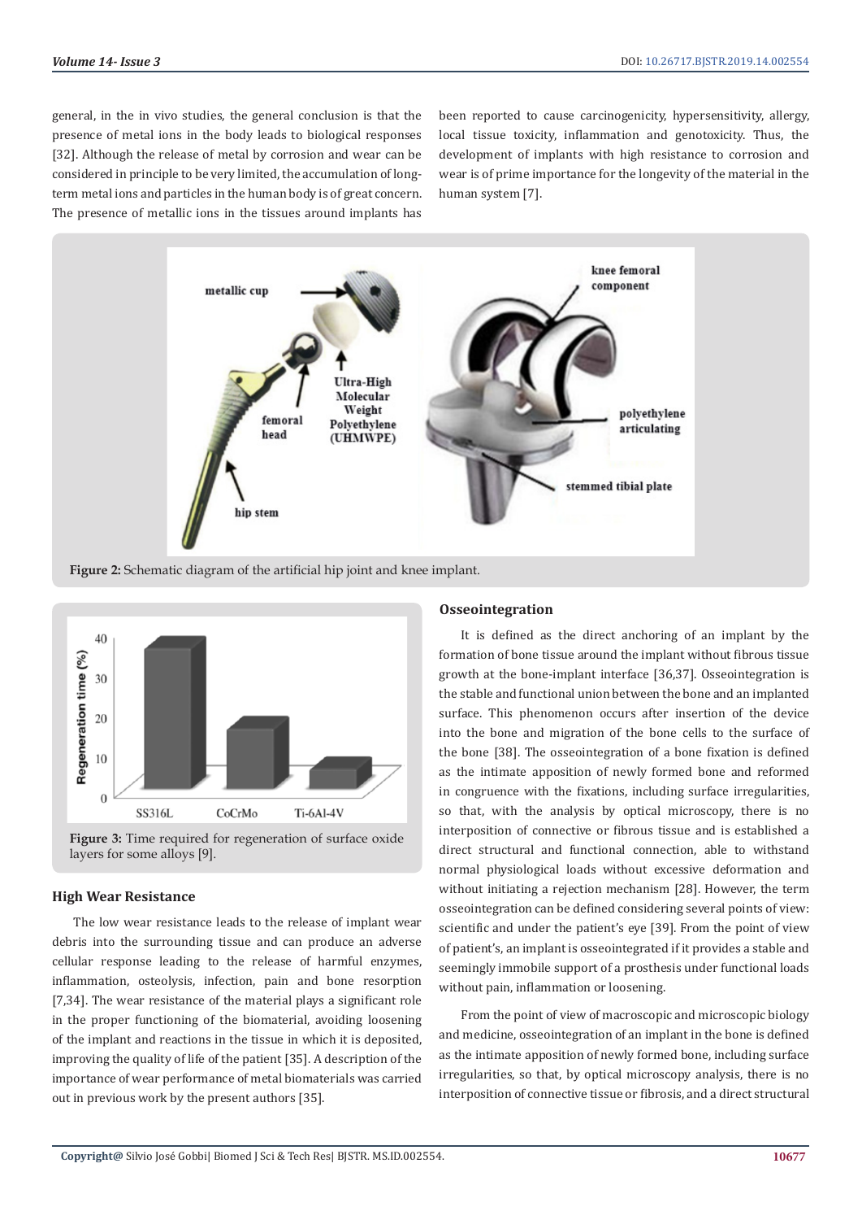general, in the in vivo studies, the general conclusion is that the presence of metal ions in the body leads to biological responses [32]. Although the release of metal by corrosion and wear can be considered in principle to be very limited, the accumulation of long-term metal ions and particles in the human body is of great concern. The presence of metallic ions in the tissues around implants has been reported to cause carcinogenicity, hypersensitivity, allergy, local tissue toxicity, inflammation and genotoxicity. Thus, the development of implants with high resistance to corrosion and wear is of prime importance for the longevity of the material in the human system [7].

**Figure 2:** Schematic diagram of the artificial hip joint and knee implant.

**Figure 3:** Time required for regeneration of surface oxide layers for some alloys [9].

### High Wear Resistance

The low wear resistance leads to the release of implant wear debris into the surrounding tissue and can produce an adverse cellular response leading to the release of harmful enzymes, inflammation, osteolysis, infection, pain and bone resorption [7,34]. The wear resistance of the material plays a significant role in the proper functioning of the biomaterial, avoiding loosening of the implant and reactions in the tissue in which it is deposited, improving the quality of life of the patient [35]. A description of the importance of wear performance of metal biomaterials was carried out in previous work by the present authors [35].

### Osseointegration

It is defined as the direct anchoring of an implant by the formation of bone tissue around the implant without fibrous tissue growth at the bone-implant interface [36,37]. Osseointegration is the stable and functional union between the bone and an implanted surface. This phenomenon occurs after insertion of the device into the bone and migration of the bone cells to the surface of the bone [38]. The osseointegration of a bone fixation is defined as the intimate apposition of newly formed bone and reformed in congruence with the fixations, including surface irregularities, so that, with the analysis by optical microscopy, there is no interposition of connective or fibrous tissue and is established a direct structural and functional connection, able to withstand normal physiological loads without excessive deformation and without initiating a rejection mechanism [28]. However, the term osseointegration can be defined considering several points of view: scientific and under the patient's eye [39]. From the point of view of patient's, an implant is osseointegrated if it provides a stable and seemingly immobile support of a prosthesis under functional loads without pain, inflammation or loosening.

From the point of view of macroscopic and microscopic biology and medicine, osseointegration of an implant in the bone is defined as the intimate apposition of newly formed bone, including surface irregularities, so that, by optical microscopy analysis, there is no interposition of connective tissue or fibrosis, and a direct structural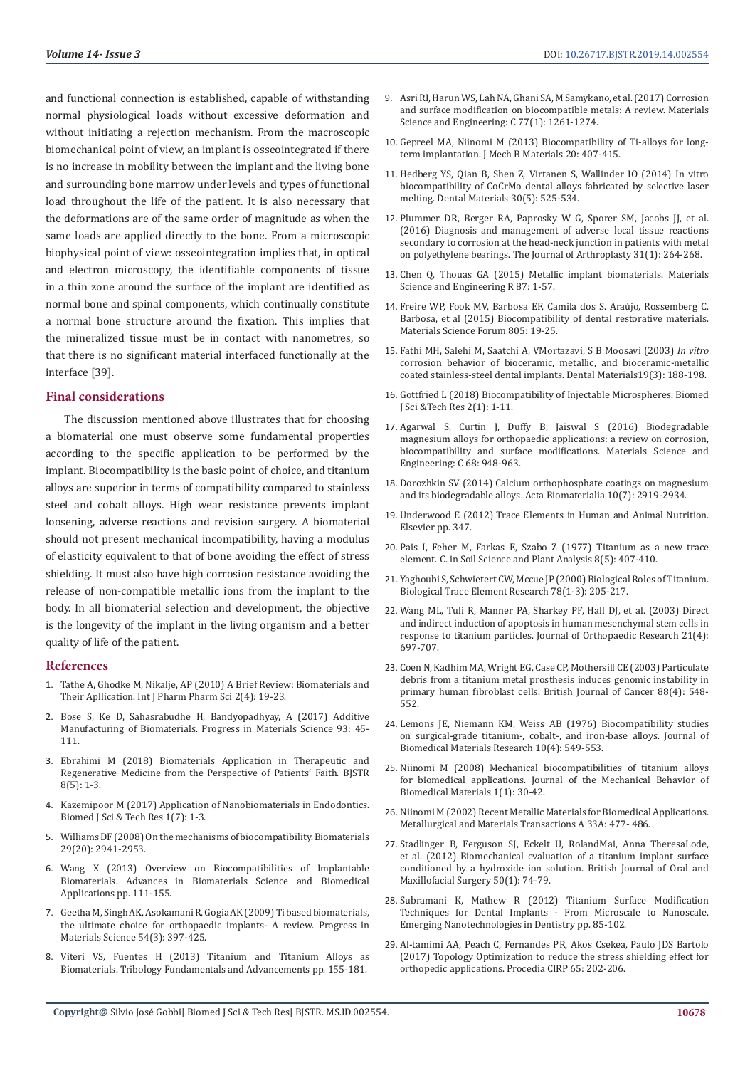and functional connection is established, capable of withstanding normal physiological loads without excessive deformation and without initiating a rejection mechanism. From the macroscopic biomechanical point of view, an implant is osseointegrated if there is no increase in mobility between the implant and the living bone and surrounding bone marrow under levels and types of functional load throughout the life of the patient. It is also necessary that the deformations are of the same order of magnitude as when the same loads are applied directly to the bone. From a microscopic biophysical point of view: osseointegration implies that, in optical and electron microscopy, the identifiable components of tissue in a thin zone around the surface of the implant are identified as normal bone and spinal components, which continually constitute a normal bone structure around the fixation. This implies that the mineralized tissue must be in contact with nanometres, so that there is no significant material interfaced functionally at the interface [39].

## Final considerations

The discussion mentioned above illustrates that for choosing a biomaterial one must observe some fundamental properties according to the specific application to be performed by the implant. Biocompatibility is the basic point of choice, and titanium alloys are superior in terms of compatibility compared to stainless steel and cobalt alloys. High wear resistance prevents implant loosening, adverse reactions and revision surgery. A biomaterial should not present mechanical incompatibility, having a modulus of elasticity equivalent to that of bone avoiding the effect of stress shielding. It must also have high corrosion resistance avoiding the release of non-compatible metallic ions from the implant to the body. In all biomaterial selection and development, the objective is the longevity of the implant in the living organism and a better quality of life of the patient.

## References

1. Tathe A, Ghodke M, Nikalje, AP (2010) A Brief Review: Biomaterials and Their Apllication. Int J Pharm Pharm Sci 2(4): 19-23.
2. Bose S, Ke D, Sahasrabudhe H, Bandyopadhyay, A (2017) Additive Manufacturing of Biomaterials. Progress in Materials Science 93: 45-111.
3. Ebrahimi M (2018) Biomaterials Application in Therapeutic and Regenerative Medicine from the Perspective of Patients' Faith. BJSTR 8(5): 1-3.
4. Kazemipoor M (2017) Application of Nanobiomaterials in Endodontics. Biomed J Sci & Tech Res 1(7): 1-3.
5. Williams DF (2008) On the mechanisms of biocompatibility. Biomaterials 29(20): 2941-2953.
6. Wang X (2013) Overview on Biocompatibilities of Implantable Biomaterials. Advances in Biomaterials Science and Biomedical Applications pp. 111-155.
7. Geetha M, Singh AK, Asokamani R, Gogia AK (2009) Ti based biomaterials, the ultimate choice for orthopaedic implants- A review. Progress in Materials Science 54(3): 397-425.
8. Viteri VS, Fuentes H (2013) Titanium and Titanium Alloys as Biomaterials. Tribology Fundamentals and Advancements pp. 155-181.
9. Asri RI, Harun WS, Lah NA, Ghani SA, M Samykano, et al. (2017) Corrosion and surface modification on biocompatible metals: A review. Materials Science and Engineering: C 77(1): 1261-1274.
10. Gepreel MA, Niinomi M (2013) Biocompatibility of Ti-alloys for long-term implantation. J Mech B Materials 20: 407-415.
11. Hedberg YS, Qian B, Shen Z, Virtanen S, Wallinder IO (2014) In vitro biocompatibility of CoCrMo dental alloys fabricated by selective laser melting. Dental Materials 30(5): 525-534.
12. Plummer DR, Berger RA, Paprosky W G, Sporer SM, Jacobs JJ, et al. (2016) Diagnosis and management of adverse local tissue reactions secondary to corrosion at the head-neck junction in patients with metal on polyethylene bearings. The Journal of Arthroplasty 31(1): 264-268.
13. Chen Q, Thouas GA (2015) Metallic implant biomaterials. Materials Science and Engineering R 87: 1-57.
14. Freire WP, Fook MV, Barbosa EF, Camila dos S. Araújo, Rossemberg C. Barbosa, et al (2015) Biocompatibility of dental restorative materials. Materials Science Forum 805: 19-25.
15. Fathi MH, Salehi M, Saatchi A, VMortazavi, S B Moosavi (2003) *In vitro* corrosion behavior of bioceramic, metallic, and bioceramic-metallic coated stainless-steel dental implants. Dental Materials19(3): 188-198.
16. Gottfried L (2018) Biocompatibility of Injectable Microspheres. Biomed J Sci &Tech Res 2(1): 1-11.
17. Agarwal S, Curtin J, Duffy B, Jaiswal S (2016) Biodegradable magnesium alloys for orthopaedic applications: a review on corrosion, biocompatibility and surface modifications. Materials Science and Engineering: C 68: 948-963.
18. Dorozhkin SV (2014) Calcium orthophosphate coatings on magnesium and its biodegradable alloys. Acta Biomaterialia 10(7): 2919-2934.
19. Underwood E (2012) Trace Elements in Human and Animal Nutrition. Elsevier pp. 347.
20. Pais I, Feher M, Farkas E, Szabo Z (1977) Titanium as a new trace element. C. in Soil Science and Plant Analysis 8(5): 407-410.
21. Yaghoubi S, Schwietert CW, Mccue JP (2000) Biological Roles of Titanium. Biological Trace Element Research 78(1-3): 205-217.
22. Wang ML, Tuli R, Manner PA, Sharkey PF, Hall DJ, et al. (2003) Direct and indirect induction of apoptosis in human mesenchymal stem cells in response to titanium particles. Journal of Orthopaedic Research 21(4): 697-707.
23. Coen N, Kadhim MA, Wright EG, Case CP, Mothersill CE (2003) Particulate debris from a titanium metal prosthesis induces genomic instability in primary human fibroblast cells. British Journal of Cancer 88(4): 548-552.
24. Lemons JE, Niemann KM, Weiss AB (1976) Biocompatibility studies on surgical-grade titanium-, cobalt-, and iron-base alloys. Journal of Biomedical Materials Research 10(4): 549-553.
25. Niinomi M (2008) Mechanical biocompatibilities of titanium alloys for biomedical applications. Journal of the Mechanical Behavior of Biomedical Materials 1(1): 30-42.
26. Niinomi M (2002) Recent Metallic Materials for Biomedical Applications. Metallurgical and Materials Transactions A 33A: 477- 486.
27. Stadlinger B, Ferguson SJ, Eckelt U, RolandMai, Anna TheresaLode, et al. (2012) Biomechanical evaluation of a titanium implant surface conditioned by a hydroxide ion solution. British Journal of Oral and Maxillofacial Surgery 50(1): 74-79.
28. Subramani K, Mathew R (2012) Titanium Surface Modification Techniques for Dental Implants - From Microscale to Nanoscale. Emerging Nanotechnologies in Dentistry pp. 85-102.
29. Al-tamimi AA, Peach C, Fernandes PR, Akos Csekea, Paulo JDS Bartolo (2017) Topology Optimization to reduce the stress shielding effect for orthopedic applications. Procedia CIRP 65: 202-206.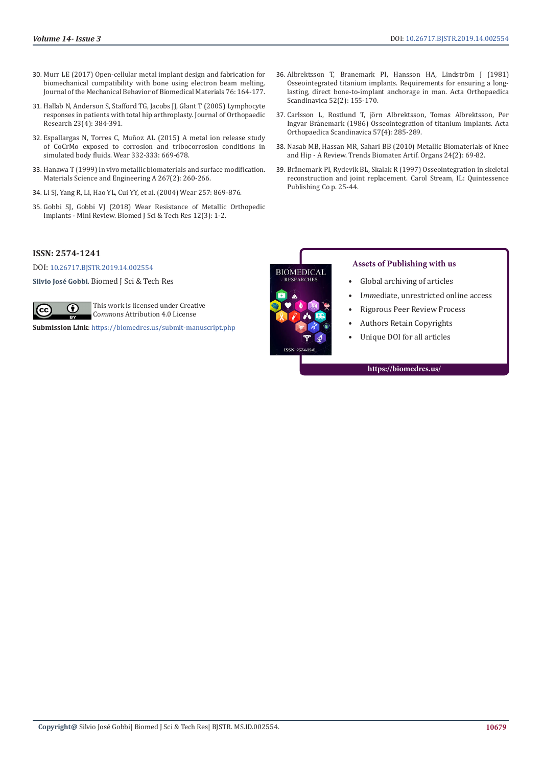30. Murr LE (2017) Open-cellular metal implant design and fabrication for biomechanical compatibility with bone using electron beam melting. Journal of the Mechanical Behavior of Biomedical Materials 76: 164-177.
31. Hallab N, Anderson S, Stafford TG, Jacobs JJ, Glant T (2005) Lymphocyte responses in patients with total hip arthroplasty. Journal of Orthopaedic Research 23(4): 384-391.
32. Espallargas N, Torres C, Muñoz AL (2015) A metal ion release study of CoCrMo exposed to corrosion and tribocorrosion conditions in simulated body fluids. Wear 332-333: 669-678.
33. Hanawa T (1999) In vivo metallic biomaterials and surface modification. Materials Science and Engineering A 267(2): 260-266.
34. Li SJ, Yang R, Li, Hao YL, Cui YY, et al. (2004) Wear 257: 869-876.
35. Gobbi SJ, Gobbi VJ (2018) Wear Resistance of Metallic Orthopedic Implants - Mini Review. Biomed J Sci & Tech Res 12(3): 1-2.
36. Albrektsson T, Branemark PI, Hansson HA, Lindström J (1981) Osseointegrated titanium implants. Requirements for ensuring a long-lasting, direct bone-to-implant anchorage in man. Acta Orthopaedica Scandinavica 52(2): 155-170.
37. Carlsson L, Rostlund T, jörn Albrektsson, Tomas Albrektsson, Per Ingvar Brånemark (1986) Osseointegration of titanium implants. Acta Orthopaedica Scandinavica 57(4): 285-289.
38. Nasab MB, Hassan MR, Sahari BB (2010) Metallic Biomaterials of Knee and Hip - A Review. Trends Biomater. Artif. Organs 24(2): 69-82.
39. Brånemark PI, Rydevik BL, Skalak R (1997) Osseointegration in skeletal reconstruction and joint replacement. Carol Stream, IL: Quintessence Publishing Co p. 25-44.

**ISSN: 2574-1241**

DOI: 10.26717.BJSTR.2019.14.002554

**Silvio José Gobbi**. Biomed J Sci & Tech Res

This work is licensed under Creative Commons Attribution 4.0 License

**Submission Link**: https://biomedres.us/submit-manuscript.php

**Assets of Publishing with us**

- Global archiving of articles
- Immediate, unrestricted online access
- Rigorous Peer Review Process
- Authors Retain Copyrights
- Unique DOI for all articles

https://biomedres.us/